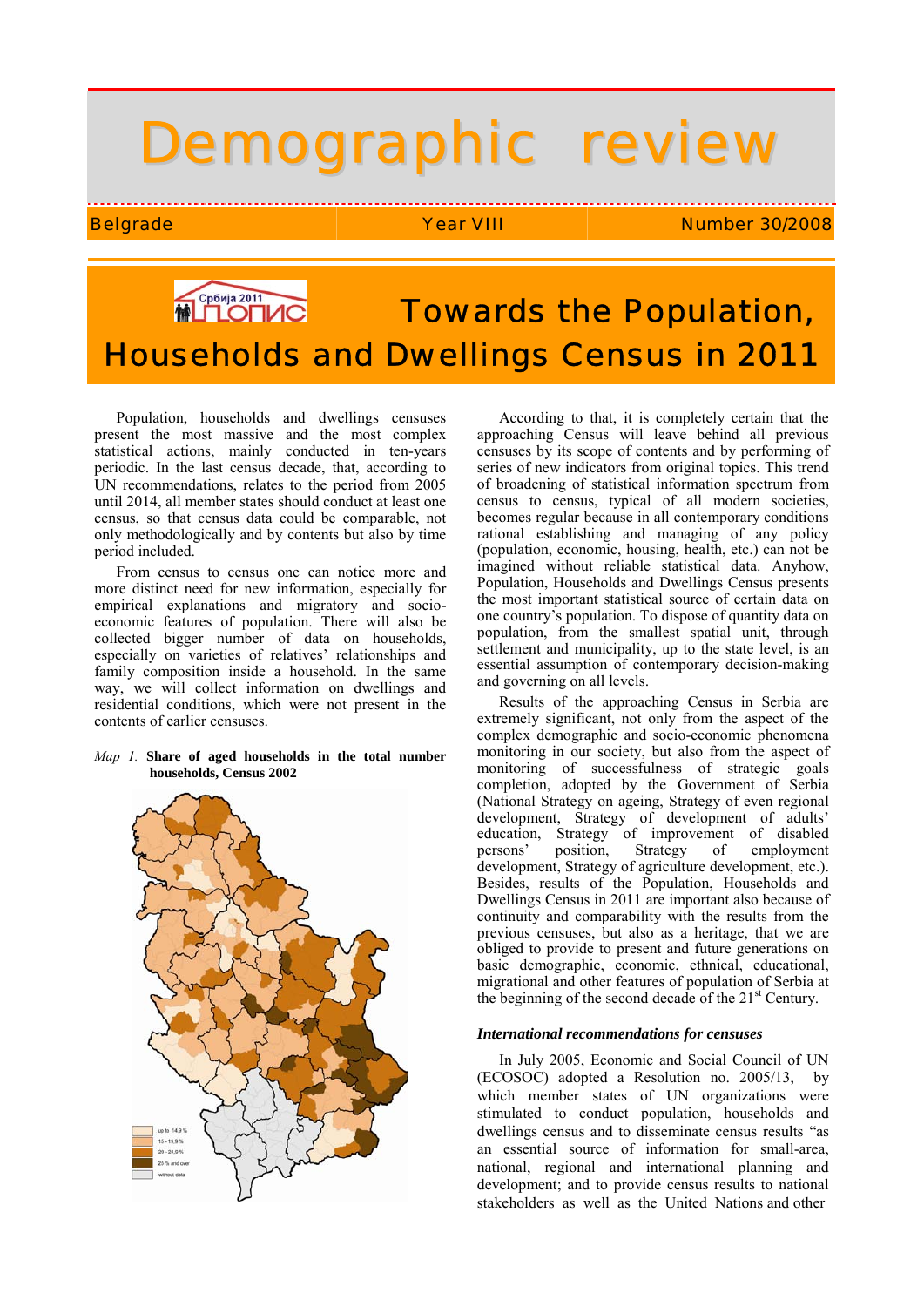# Demographic review

Belgrade | Year VIII | Number 30/2008

## Towards the Population, Households and Dwellings Census in 2011

Population, households and dwellings censuses present the most massive and the most complex statistical actions, mainly conducted in ten-years periodic. In the last census decade, that, according to UN recommendations, relates to the period from 2005 until 2014, all member states should conduct at least one census, so that census data could be comparable, not only methodologically and by contents but also by time period included.

From census to census one can notice more and more distinct need for new information, especially for empirical explanations and migratory and socio-economic features of population. There will also be collected bigger number of data on households, especially on varieties of relatives' relationships and family composition inside a household. In the same way, we will collect information on dwellings and residential conditions, which were not present in the contents of earlier censuses.

*Map 1.* **Share of aged households in the total number households, Census 2002**

up to 14.9 %
15 - 19.9 %
20 - 24.9 %
25 % and over
without data

According to that, it is completely certain that the approaching Census will leave behind all previous censuses by its scope of contents and by performing of series of new indicators from original topics. This trend of broadening of statistical information spectrum from census to census, typical of all modern societies, becomes regular because in all contemporary conditions rational establishing and managing of any policy (population, economic, housing, health, etc.) can not be imagined without reliable statistical data. Anyhow, Population, Households and Dwellings Census presents the most important statistical source of certain data on one country's population. To dispose of quantity data on population, from the smallest spatial unit, through settlement and municipality, up to the state level, is an essential assumption of contemporary decision-making and governing on all levels.

Results of the approaching Census in Serbia are extremely significant, not only from the aspect of the complex demographic and socio-economic phenomena monitoring in our society, but also from the aspect of monitoring of successfulness of strategic goals completion, adopted by the Government of Serbia (National Strategy on ageing, Strategy of even regional development, Strategy of development of adults' education, Strategy of improvement of disabled persons' position, Strategy of employment development, Strategy of agriculture development, etc.). Besides, results of the Population, Households and Dwellings Census in 2011 are important also because of continuity and comparability with the results from the previous censuses, but also as a heritage, that we are obliged to provide to present and future generations on basic demographic, economic, ethnical, educational, migrational and other features of population of Serbia at the beginning of the second decade of the 21st Century.

### *International recommendations for censuses*

In July 2005, Economic and Social Council of UN (ECOSOC) adopted a Resolution no. 2005/13, by which member states of UN organizations were stimulated to conduct population, households and dwellings census and to disseminate census results "as an essential source of information for small-area, national, regional and international planning and development; and to provide census results to national stakeholders as well as the United Nations and other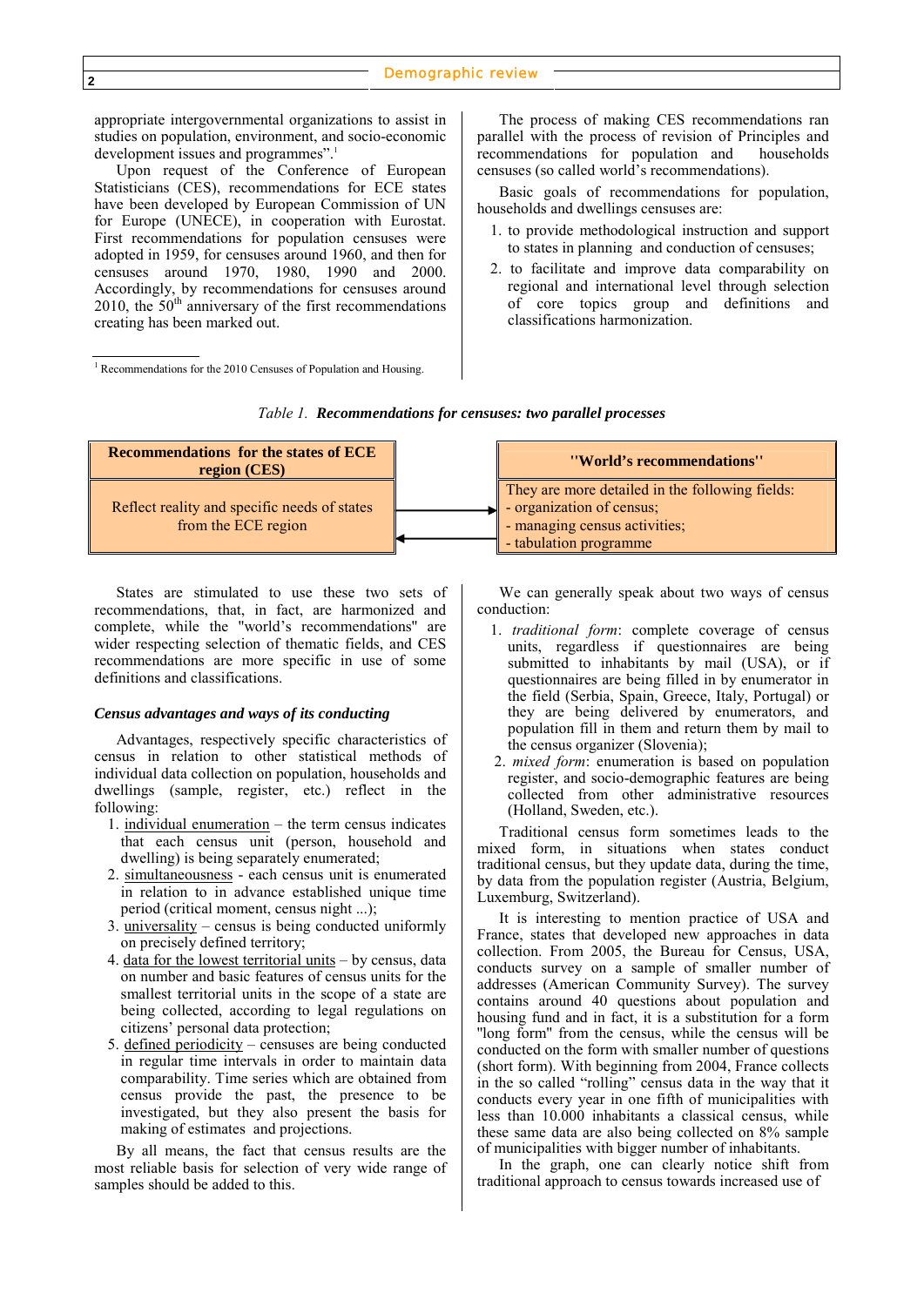appropriate intergovernmental organizations to assist in studies on population, environment, and socio-economic development issues and programmes".[1]

Upon request of the Conference of European Statisticians (CES), recommendations for ECE states have been developed by European Commission of UN for Europe (UNECE), in cooperation with Eurostat. First recommendations for population censuses were adopted in 1959, for censuses around 1960, and then for censuses around 1970, 1980, 1990 and 2000. Accordingly, by recommendations for censuses around 2010, the 50th anniversary of the first recommendations creating has been marked out.

[1] Recommendations for the 2010 Censuses of Population and Housing.

The process of making CES recommendations ran parallel with the process of revision of Principles and recommendations for population and households censuses (so called world's recommendations).

Basic goals of recommendations for population, households and dwellings censuses are:

1. to provide methodological instruction and support to states in planning and conduction of censuses;
2. to facilitate and improve data comparability on regional and international level through selection of core topics group and definitions and classifications harmonization.

*Table 1.* ***Recommendations for censuses: two parallel processes***

| **Recommendations for the states of ECE region (CES)** | | **"World's recommendations"** |
|---|---|---|
| Reflect reality and specific needs of states from the ECE region | → / ← | They are more detailed in the following fields:<br>- organization of census;<br>- managing census activities;<br>- tabulation programme |

States are stimulated to use these two sets of recommendations, that, in fact, are harmonized and complete, while the "world's recommendations" are wider respecting selection of thematic fields, and CES recommendations are more specific in use of some definitions and classifications.

### *Census advantages and ways of its conducting*

Advantages, respectively specific characteristics of census in relation to other statistical methods of individual data collection on population, households and dwellings (sample, register, etc.) reflect in the following:

1. individual enumeration – the term census indicates that each census unit (person, household and dwelling) is being separately enumerated;
2. simultaneousness - each census unit is enumerated in relation to in advance established unique time period (critical moment, census night ...);
3. universality – census is being conducted uniformly on precisely defined territory;
4. data for the lowest territorial units – by census, data on number and basic features of census units for the smallest territorial units in the scope of a state are being collected, according to legal regulations on citizens' personal data protection;
5. defined periodicity – censuses are being conducted in regular time intervals in order to maintain data comparability. Time series which are obtained from census provide the past, the presence to be investigated, but they also present the basis for making of estimates and projections.

By all means, the fact that census results are the most reliable basis for selection of very wide range of samples should be added to this.

We can generally speak about two ways of census conduction:

1. *traditional form*: complete coverage of census units, regardless if questionnaires are being submitted to inhabitants by mail (USA), or if questionnaires are being filled in by enumerator in the field (Serbia, Spain, Greece, Italy, Portugal) or they are being delivered by enumerators, and population fill in them and return them by mail to the census organizer (Slovenia);
2. *mixed form*: enumeration is based on population register, and socio-demographic features are being collected from other administrative resources (Holland, Sweden, etc.).

Traditional census form sometimes leads to the mixed form, in situations when states conduct traditional census, but they update data, during the time, by data from the population register (Austria, Belgium, Luxemburg, Switzerland).

It is interesting to mention practice of USA and France, states that developed new approaches in data collection. From 2005, the Bureau for Census, USA, conducts survey on a sample of smaller number of addresses (American Community Survey). The survey contains about 40 questions about population and housing fund and in fact, it is a substitution for a form "long form" from the census, while the census will be conducted on the form with smaller number of questions (short form). With beginning from 2004, France collects in the so called "rolling" census data in the way that it conducts every year in one fifth of municipalities with less than 10.000 inhabitants a classical census, while these same data are also being collected on 8% sample of municipalities with bigger number of inhabitants.

In the graph, one can clearly notice shift from traditional approach to census towards increased use of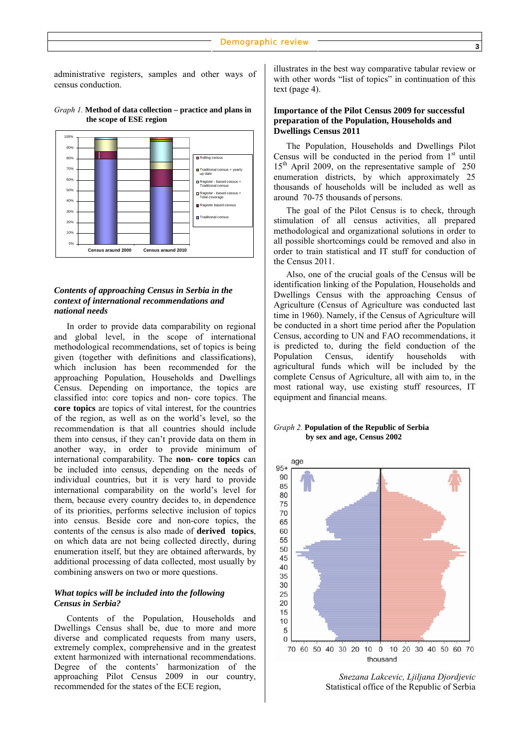administrative registers, samples and other ways of census conduction.

*Graph 1.* **Method of data collection – practice and plans in the scope of ESE region**

*Contents of approaching Census in Serbia in the context of international recommendations and national needs*

In order to provide data comparability on regional and global level, in the scope of international methodological recommendations, set of topics is being given (together with definitions and classifications), which inclusion has been recommended for the approaching Population, Households and Dwellings Census. Depending on importance, the topics are classified into: core topics and non- core topics. The **core topics** are topics of vital interest, for the countries of the region, as well as on the world's level, so the recommendation is that all countries should include them into census, if they can't provide data on them in another way, in order to provide minimum of international comparability. The **non- core topics** can be included into census, depending on the needs of individual countries, but it is very hard to provide international comparability on the world's level for them, because every country decides to, in dependence of its priorities, performs selective inclusion of topics into census. Beside core and non-core topics, the contents of the census is also made of **derived topics**, on which data are not being collected directly, during enumeration itself, but they are obtained afterwards, by additional processing of data collected, most usually by combining answers on two or more questions.

*What topics will be included into the following Census in Serbia?*

Contents of the Population, Households and Dwellings Census shall be, due to more and more diverse and complicated requests from many users, extremely complex, comprehensive and in the greatest extent harmonized with international recommendations. Degree of the contents' harmonization of the approaching Pilot Census 2009 in our country, recommended for the states of the ECE region, illustrates in the best way comparative tabular review or with other words "list of topics" in continuation of this text (page 4).

**Importance of the Pilot Census 2009 for successful preparation of the Population, Households and Dwellings Census 2011**

The Population, Households and Dwellings Pilot Census will be conducted in the period from 1st until 15th April 2009, on the representative sample of 250 enumeration districts, by which approximately 25 thousands of households will be included as well as around 70-75 thousands of persons.

The goal of the Pilot Census is to check, through stimulation of all census activities, all prepared methodological and organizational solutions in order to all possible shortcomings could be removed and also in order to train statistical and IT stuff for conduction of the Census 2011.

Also, one of the crucial goals of the Census will be identification linking of the Population, Households and Dwellings Census with the approaching Census of Agriculture (Census of Agriculture was conducted last time in 1960). Namely, if the Census of Agriculture will be conducted in a short time period after the Population Census, according to UN and FAO recommendations, it is predicted to, during the field conduction of the Population Census, identify households with agricultural funds which will be included by the complete Census of Agriculture, all with aim to, in the most rational way, use existing stuff resources, IT equipment and financial means.

*Graph 2.* **Population of the Republic of Serbia by sex and age, Census 2002**

*Snezana Lakcevic, Ljiljana Djordjevic*
Statistical office of the Republic of Serbia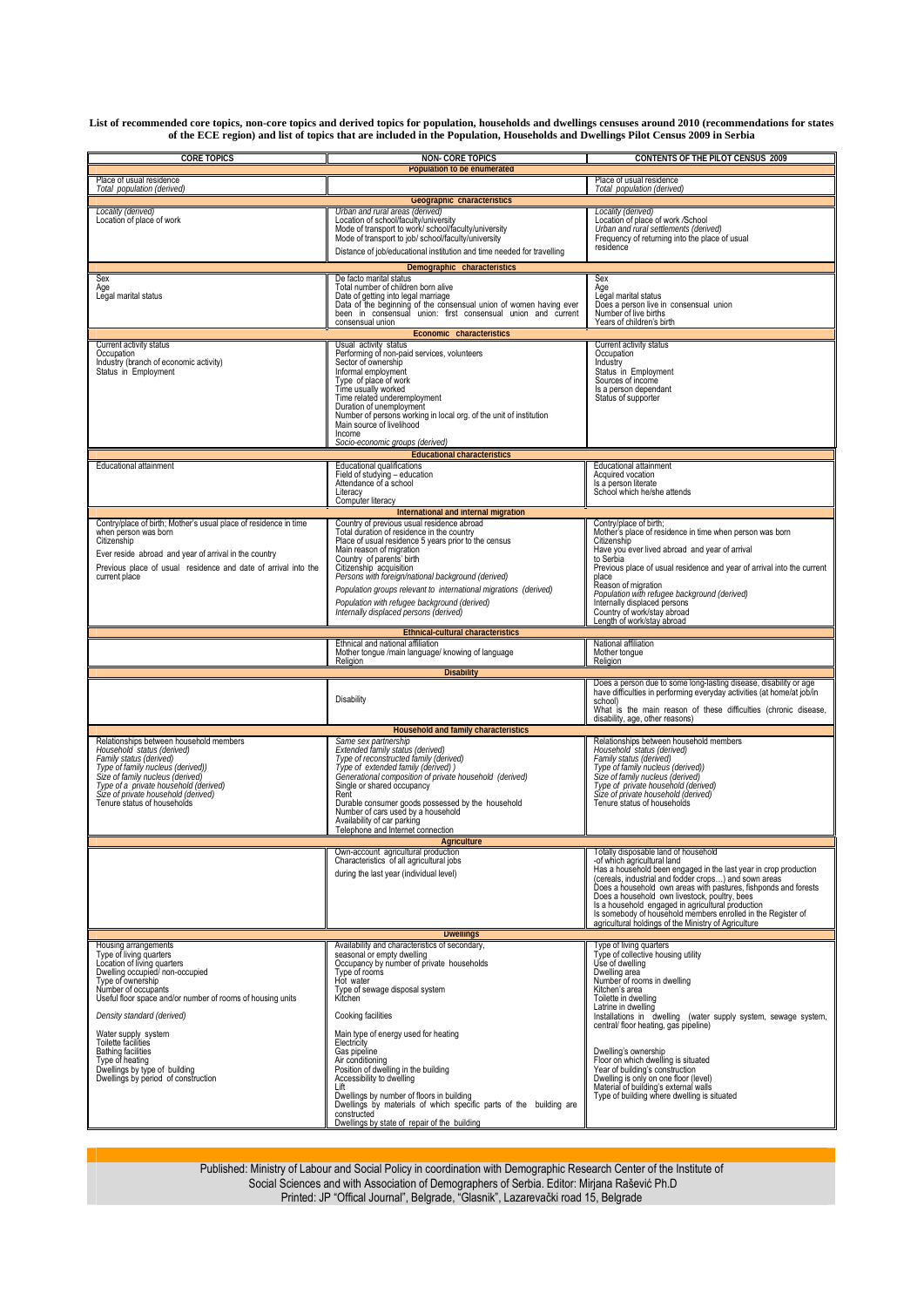**List of recommended core topics, non-core topics and derived topics for population, households and dwellings censuses around 2010 (recommendations for states of the ECE region) and list of topics that are included in the Population, Households and Dwellings Pilot Census 2009 in Serbia**

| CORE TOPICS | NON- CORE TOPICS | CONTENTS OF THE PILOT CENSUS 2009 |
|---|---|---|
| | **Population to be enumerated** | |
| Place of usual residence<br>*Total population (derived)* | | Place of usual residence<br>*Total population (derived)* |
| | **Geographic characteristics** | |
| *Locality (derived)*<br>Location of place of work | *Urban and rural areas (derived)*<br>Location of school/faculty/university<br>Mode of transport to work/ school/faculty/university<br>Mode of transport to job/ school/faculty/university<br>Distance of job/educational institution and time needed for travelling | *Locality (derived)*<br>Location of place of work /School<br>*Urban and rural settlements (derived)*<br>Frequency of returning into the place of usual residence |
| | **Demographic characteristics** | |
| Sex<br>Age<br>Legal marital status | De facto marital status<br>Total number of children born alive<br>Date of getting into legal marriage<br>Data of the beginning of the consensual union of women having ever been in consensual union: first consensual union and current consensual union | Sex<br>Age<br>Legal marital status<br>Does a person live in consensual union<br>Number of live births<br>Years of children's birth |
| | **Economic characteristics** | |
| Current activity status<br>Occupation<br>Industry (branch of economic activity)<br>Status in Employment | Usual activity status<br>Performing of non-paid services, volunteers<br>Sector of ownership<br>Informal employment<br>Type of place of work<br>Time usually worked<br>Time related underemployment<br>Duration of unemployment<br>Number of persons working in local org. of the unit of institution<br>Main source of livelihood<br>Income<br>*Socio-economic groups (derived)* | Current activity status<br>Occupation<br>Industry<br>Status in Employment<br>Sources of income<br>Is a person dependant<br>Status of supporter |
| | **Educational characteristics** | |
| Educational attainment | Educational qualifications<br>Field of studying – education<br>Attendance of a school<br>Literacy<br>Computer literacy | Educational attainment<br>Acquired vocation<br>Is a person literate<br>School which he/she attends |
| | **International and internal migration** | |
| Contry/place of birth; Mother's usual place of residence in time when person was born<br>Citizenship<br>Ever reside abroad and year of arrival in the country<br>Previous place of usual residence and date of arrival into the current place | Country of previous usual residence abroad<br>Total duration of residence in the country<br>Place of usual residence 5 years prior to the census<br>Main reason of migration<br>Country of parents' birth<br>Citizenship acquisition<br>*Persons with foreign/national background (derived)*<br>*Population groups relevant to international migrations (derived)*<br>*Population with refugee background (derived)*<br>*Internally displaced persons (derived)* | Contry/place of birth;<br>Mother's place of residence in time when person was born<br>Citizenship<br>Have you ever lived abroad and year of arrival to Serbia<br>Previous place of usual residence and year of arrival into the current place<br>Reason of migration<br>*Population with refugee background (derived)*<br>Internally displaced persons<br>Country of work/stay abroad<br>Length of work/stay abroad |
| | **Ethnical-cultural characteristics** | |
| | Ethnical and national affiliation<br>Mother tongue /main language/ knowing of language<br>Religion | National affiliation<br>Mother tongue<br>Religion |
| | **Disability** | |
| | Disability | Does a person due to some long-lasting disease, disability or age have difficulties in performing everyday activities (at home/at job/in school)<br>What is the main reason of these difficulties (chronic disease, disability, age, other reasons) |
| | **Household and family characteristics** | |
| Relationships between household members<br>*Household status (derived)*<br>*Family status (derived)*<br>*Type of family nucleus (derived))*<br>*Size of family nucleus (derived)*<br>*Type of a private household (derived)*<br>*Size of private household (derived)*<br>Tenure status of households | *Same sex partnership*<br>*Extended family status (derived)*<br>*Type of reconstructed family (derived)*<br>*Type of extended family (derived) )*<br>*Generational composition of private household (derived)*<br>Single or shared occupancy<br>Rent<br>Durable consumer goods possessed by the household<br>Number of cars used by a household<br>Availability of car parking<br>Telephone and Internet connection | Relationships between household members<br>*Household status (derived)*<br>*Family status (derived)*<br>*Type of family nucleus (derived))*<br>*Size of family nucleus (derived)*<br>*Type of private household (derived)*<br>*Size of private household (derived)*<br>Tenure status of households |
| | **Agriculture** | |
| | Own-account agricultural production<br>Characteristics of all agricultural jobs<br>during the last year (individual level) | Totally disposable land of household<br>-of which agricultural land<br>Has a household been engaged in the last year in crop production (cereals, industrial and fodder crops…) and sown areas<br>Does a household own areas with pastures, fishponds and forests<br>Does a household own livestock, poultry, bees<br>Is a household engaged in agricultural production<br>Is somebody of household members enrolled in the Register of agricultural holdings of the Ministry of Agriculture |
| | **Dwellings** | |
| Housing arrangements<br>Type of living quarters<br>Location of living quarters<br>Dwelling occupied/ non-occupied<br>Type of ownership<br>Number of occupants<br>Useful floor space and/or number of rooms of housing units<br>*Density standard (derived)*<br>Water supply system<br>Toilette facilities<br>Bathing facilities<br>Type of heating<br>Dwellings by type of building<br>Dwellings by period of construction | Availability and characteristics of secondary, seasonal or empty dwelling<br>Occupancy by number of private households<br>Type of rooms<br>Hot water<br>Type of sewage disposal system<br>Kitchen<br>Cooking facilities<br>Main type of energy used for heating<br>Electricity<br>Gas pipeline<br>Air conditioning<br>Position of dwelling in the building<br>Accessibility to dwelling<br>Lift<br>Dwellings by number of floors in building<br>Dwellings by materials of which specific parts of the building are constructed<br>Dwellings by state of repair of the building | Type of living quarters<br>Type of collective housing utility<br>Use of dwelling<br>Dwelling area<br>Number of rooms in dwelling<br>Kitchen's area<br>Toilette in dwelling<br>Latrine in dwelling<br>Installations in dwelling (water supply system, sewage system, central/ floor heating, gas pipeline)<br>Dwelling's ownership<br>Floor on which dwelling is situated<br>Year of building's construction<br>Dwelling is only on one floor (level)<br>Material of building's external walls<br>Type of building where dwelling is situated |

Published: Ministry of Labour and Social Policy in coordination with Demographic Research Center of the Institute of Social Sciences and with Association of Demographers of Serbia. Editor: Mirjana Rašević Ph.D
Printed: JP "Offical Journal", Belgrade, "Glasnik", Lazarevački road 15, Belgrade